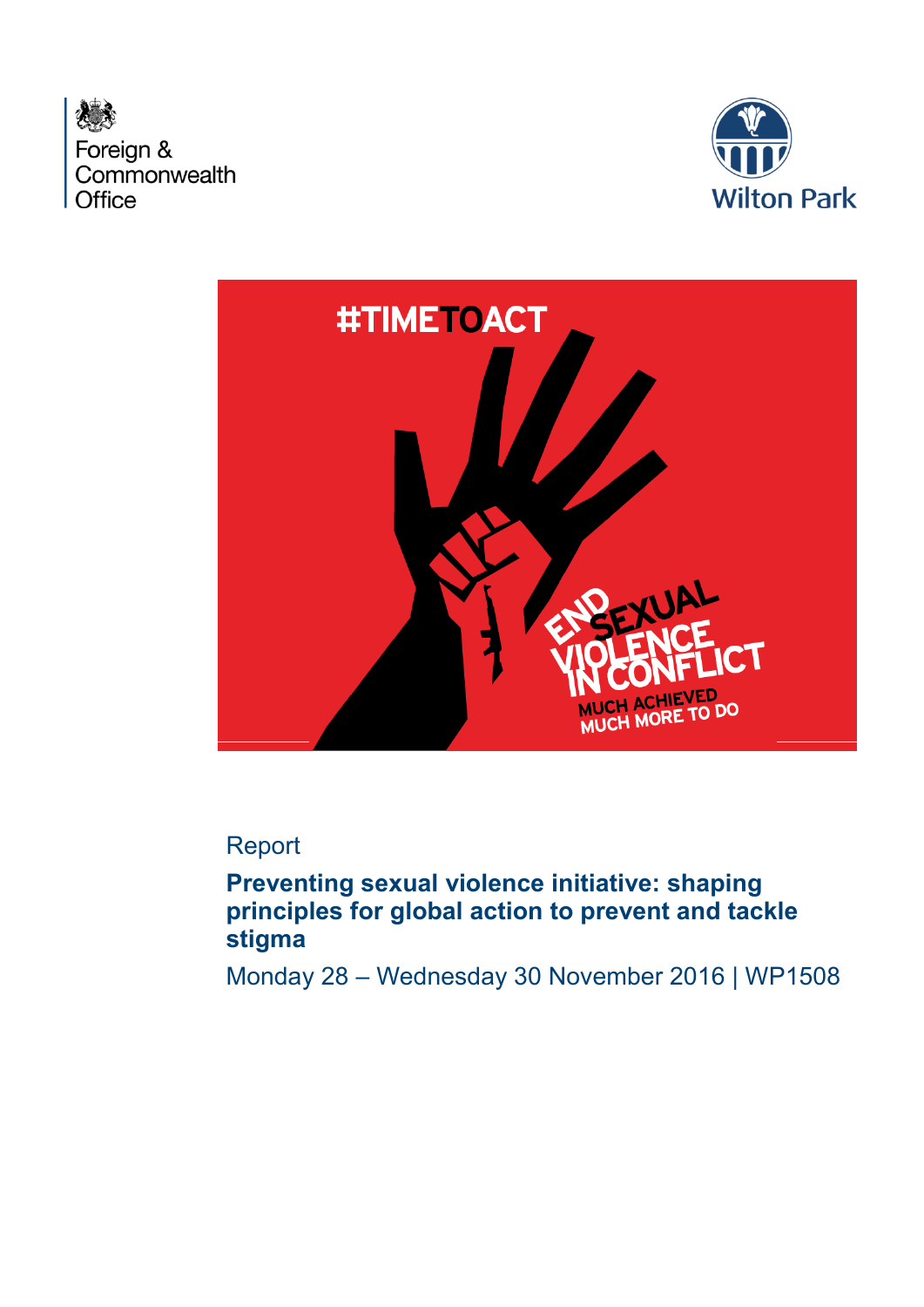Foreign & Commonwealth Office

Wilton Park

#TIMETOACT

END SEXUAL VIOLENCE IN CONFLICT

MUCH ACHIEVED MUCH MORE TO DO

Report

**Preventing sexual violence initiative: shaping principles for global action to prevent and tackle stigma**

Monday 28 – Wednesday 30 November 2016 | WP1508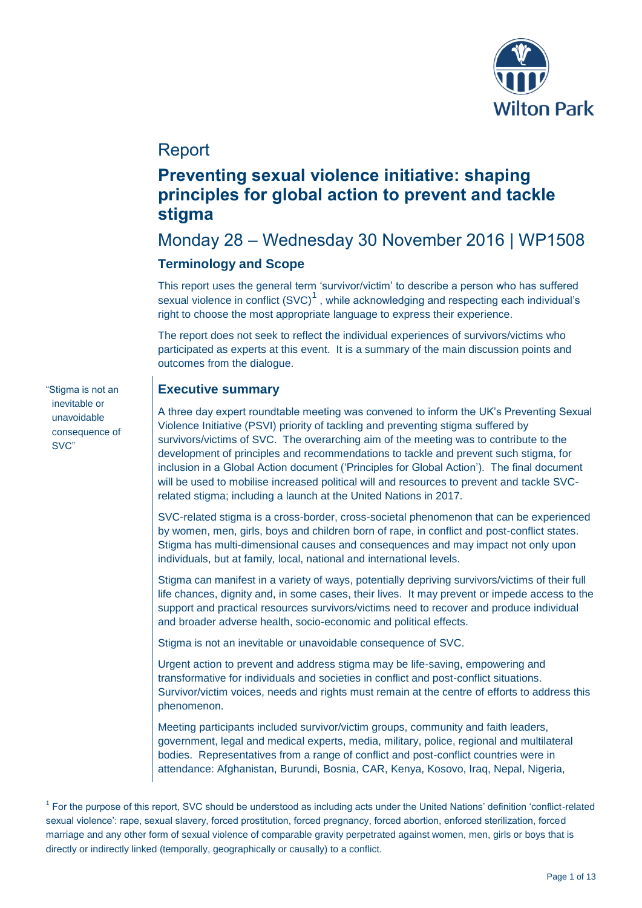# Report

## Preventing sexual violence initiative: shaping principles for global action to prevent and tackle stigma

## Monday 28 – Wednesday 30 November 2016 | WP1508

### Terminology and Scope

This report uses the general term 'survivor/victim' to describe a person who has suffered sexual violence in conflict (SVC)[1] , while acknowledging and respecting each individual's right to choose the most appropriate language to express their experience.

The report does not seek to reflect the individual experiences of survivors/victims who participated as experts at this event. It is a summary of the main discussion points and outcomes from the dialogue.

"Stigma is not an inevitable or unavoidable consequence of SVC"

### Executive summary

A three day expert roundtable meeting was convened to inform the UK's Preventing Sexual Violence Initiative (PSVI) priority of tackling and preventing stigma suffered by survivors/victims of SVC. The overarching aim of the meeting was to contribute to the development of principles and recommendations to tackle and prevent such stigma, for inclusion in a Global Action document ('Principles for Global Action'). The final document will be used to mobilise increased political will and resources to prevent and tackle SVC-related stigma; including a launch at the United Nations in 2017.

SVC-related stigma is a cross-border, cross-societal phenomenon that can be experienced by women, men, girls, boys and children born of rape, in conflict and post-conflict states. Stigma has multi-dimensional causes and consequences and may impact not only upon individuals, but at family, local, national and international levels.

Stigma can manifest in a variety of ways, potentially depriving survivors/victims of their full life chances, dignity and, in some cases, their lives. It may prevent or impede access to the support and practical resources survivors/victims need to recover and produce individual and broader adverse health, socio-economic and political effects.

Stigma is not an inevitable or unavoidable consequence of SVC.

Urgent action to prevent and address stigma may be life-saving, empowering and transformative for individuals and societies in conflict and post-conflict situations. Survivor/victim voices, needs and rights must remain at the centre of efforts to address this phenomenon.

Meeting participants included survivor/victim groups, community and faith leaders, government, legal and medical experts, media, military, police, regional and multilateral bodies. Representatives from a range of conflict and post-conflict countries were in attendance: Afghanistan, Burundi, Bosnia, CAR, Kenya, Kosovo, Iraq, Nepal, Nigeria,

[1] For the purpose of this report, SVC should be understood as including acts under the United Nations' definition 'conflict-related sexual violence': rape, sexual slavery, forced prostitution, forced pregnancy, forced abortion, enforced sterilization, forced marriage and any other form of sexual violence of comparable gravity perpetrated against women, men, girls or boys that is directly or indirectly linked (temporally, geographically or causally) to a conflict.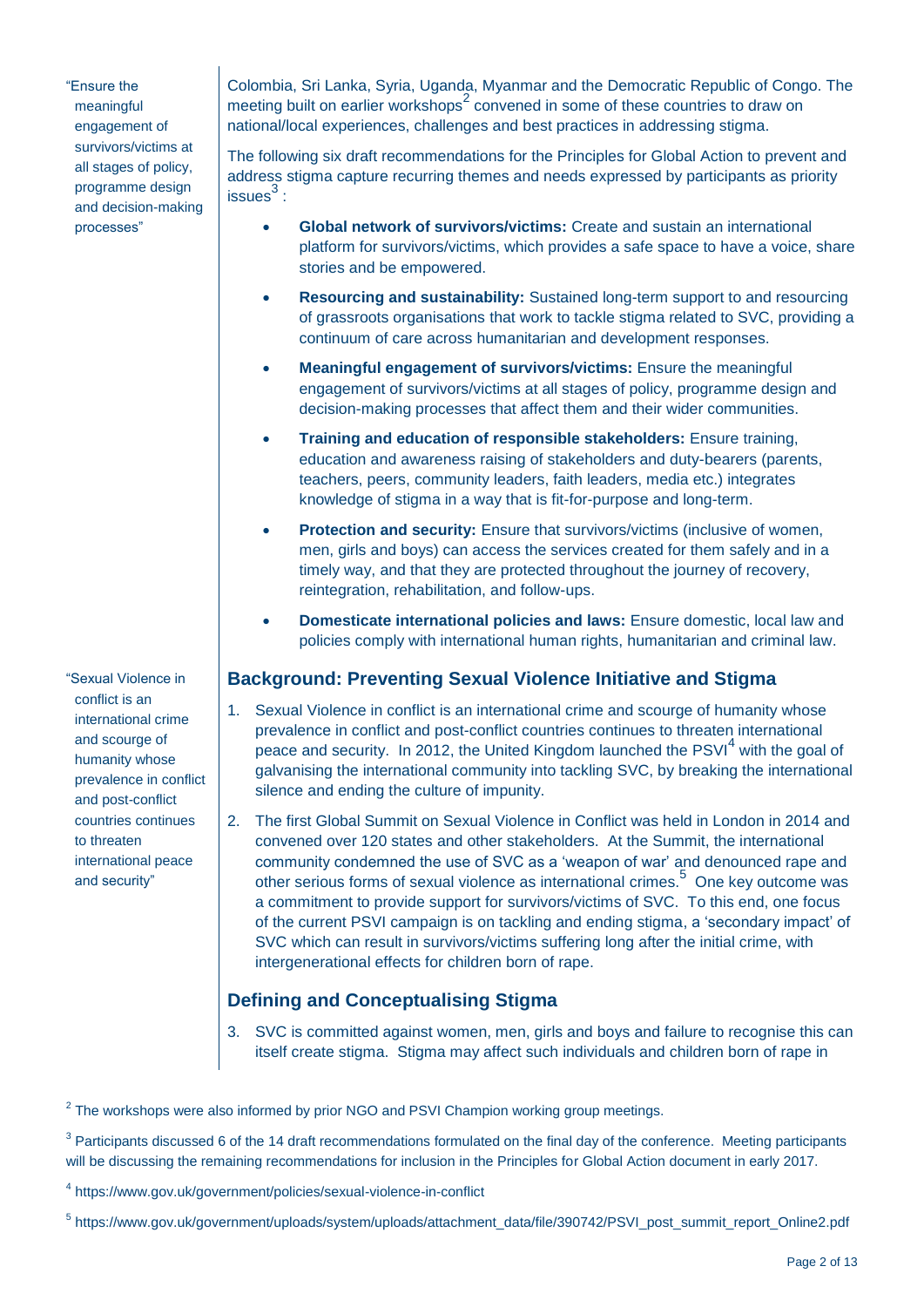"Ensure the meaningful engagement of survivors/victims at all stages of policy, programme design and decision-making processes"

Colombia, Sri Lanka, Syria, Uganda, Myanmar and the Democratic Republic of Congo. The meeting built on earlier workshops[2] convened in some of these countries to draw on national/local experiences, challenges and best practices in addressing stigma.

The following six draft recommendations for the Principles for Global Action to prevent and address stigma capture recurring themes and needs expressed by participants as priority issues[3] :

- **Global network of survivors/victims:** Create and sustain an international platform for survivors/victims, which provides a safe space to have a voice, share stories and be empowered.
- **Resourcing and sustainability:** Sustained long-term support to and resourcing of grassroots organisations that work to tackle stigma related to SVC, providing a continuum of care across humanitarian and development responses.
- **Meaningful engagement of survivors/victims:** Ensure the meaningful engagement of survivors/victims at all stages of policy, programme design and decision-making processes that affect them and their wider communities.
- **Training and education of responsible stakeholders:** Ensure training, education and awareness raising of stakeholders and duty-bearers (parents, teachers, peers, community leaders, faith leaders, media etc.) integrates knowledge of stigma in a way that is fit-for-purpose and long-term.
- **Protection and security:** Ensure that survivors/victims (inclusive of women, men, girls and boys) can access the services created for them safely and in a timely way, and that they are protected throughout the journey of recovery, reintegration, rehabilitation, and follow-ups.
- **Domesticate international policies and laws:** Ensure domestic, local law and policies comply with international human rights, humanitarian and criminal law.

"Sexual Violence in conflict is an international crime and scourge of humanity whose prevalence in conflict and post-conflict countries continues to threaten international peace and security"

## Background: Preventing Sexual Violence Initiative and Stigma

1. Sexual Violence in conflict is an international crime and scourge of humanity whose prevalence in conflict and post-conflict countries continues to threaten international peace and security. In 2012, the United Kingdom launched the PSVI[4] with the goal of galvanising the international community into tackling SVC, by breaking the international silence and ending the culture of impunity.
2. The first Global Summit on Sexual Violence in Conflict was held in London in 2014 and convened over 120 states and other stakeholders. At the Summit, the international community condemned the use of SVC as a 'weapon of war' and denounced rape and other serious forms of sexual violence as international crimes.[5] One key outcome was a commitment to provide support for survivors/victims of SVC. To this end, one focus of the current PSVI campaign is on tackling and ending stigma, a 'secondary impact' of SVC which can result in survivors/victims suffering long after the initial crime, with intergenerational effects for children born of rape.

## Defining and Conceptualising Stigma

3. SVC is committed against women, men, girls and boys and failure to recognise this can itself create stigma. Stigma may affect such individuals and children born of rape in

[2] The workshops were also informed by prior NGO and PSVI Champion working group meetings.

[3] Participants discussed 6 of the 14 draft recommendations formulated on the final day of the conference. Meeting participants will be discussing the remaining recommendations for inclusion in the Principles for Global Action document in early 2017.

[4] https://www.gov.uk/government/policies/sexual-violence-in-conflict

[5] https://www.gov.uk/government/uploads/system/uploads/attachment_data/file/390742/PSVI_post_summit_report_Online2.pdf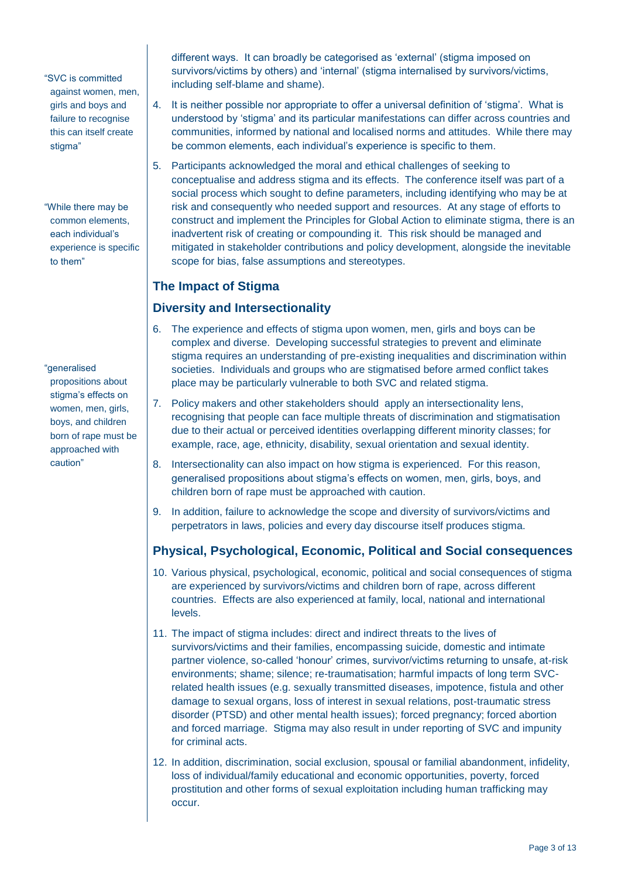> "SVC is committed against women, men, girls and boys and failure to recognise this can itself create stigma"

> "While there may be common elements, each individual's experience is specific to them"

> "generalised propositions about stigma's effects on women, men, girls, boys, and children born of rape must be approached with caution"

different ways. It can broadly be categorised as 'external' (stigma imposed on survivors/victims by others) and 'internal' (stigma internalised by survivors/victims, including self-blame and shame).

4. It is neither possible nor appropriate to offer a universal definition of 'stigma'. What is understood by 'stigma' and its particular manifestations can differ across countries and communities, informed by national and localised norms and attitudes. While there may be common elements, each individual's experience is specific to them.

5. Participants acknowledged the moral and ethical challenges of seeking to conceptualise and address stigma and its effects. The conference itself was part of a social process which sought to define parameters, including identifying who may be at risk and consequently who needed support and resources. At any stage of efforts to construct and implement the Principles for Global Action to eliminate stigma, there is an inadvertent risk of creating or compounding it. This risk should be managed and mitigated in stakeholder contributions and policy development, alongside the inevitable scope for bias, false assumptions and stereotypes.

## The Impact of Stigma

### Diversity and Intersectionality

6. The experience and effects of stigma upon women, men, girls and boys can be complex and diverse. Developing successful strategies to prevent and eliminate stigma requires an understanding of pre-existing inequalities and discrimination within societies. Individuals and groups who are stigmatised before armed conflict takes place may be particularly vulnerable to both SVC and related stigma.

7. Policy makers and other stakeholders should apply an intersectionality lens, recognising that people can face multiple threats of discrimination and stigmatisation due to their actual or perceived identities overlapping different minority classes; for example, race, age, ethnicity, disability, sexual orientation and sexual identity.

8. Intersectionality can also impact on how stigma is experienced. For this reason, generalised propositions about stigma's effects on women, men, girls, boys, and children born of rape must be approached with caution.

9. In addition, failure to acknowledge the scope and diversity of survivors/victims and perpetrators in laws, policies and every day discourse itself produces stigma.

### Physical, Psychological, Economic, Political and Social consequences

10. Various physical, psychological, economic, political and social consequences of stigma are experienced by survivors/victims and children born of rape, across different countries. Effects are also experienced at family, local, national and international levels.

11. The impact of stigma includes: direct and indirect threats to the lives of survivors/victims and their families, encompassing suicide, domestic and intimate partner violence, so-called 'honour' crimes, survivor/victims returning to unsafe, at-risk environments; shame; silence; re-traumatisation; harmful impacts of long term SVC-related health issues (e.g. sexually transmitted diseases, impotence, fistula and other damage to sexual organs, loss of interest in sexual relations, post-traumatic stress disorder (PTSD) and other mental health issues); forced pregnancy; forced abortion and forced marriage. Stigma may also result in under reporting of SVC and impunity for criminal acts.

12. In addition, discrimination, social exclusion, spousal or familial abandonment, infidelity, loss of individual/family educational and economic opportunities, poverty, forced prostitution and other forms of sexual exploitation including human trafficking may occur.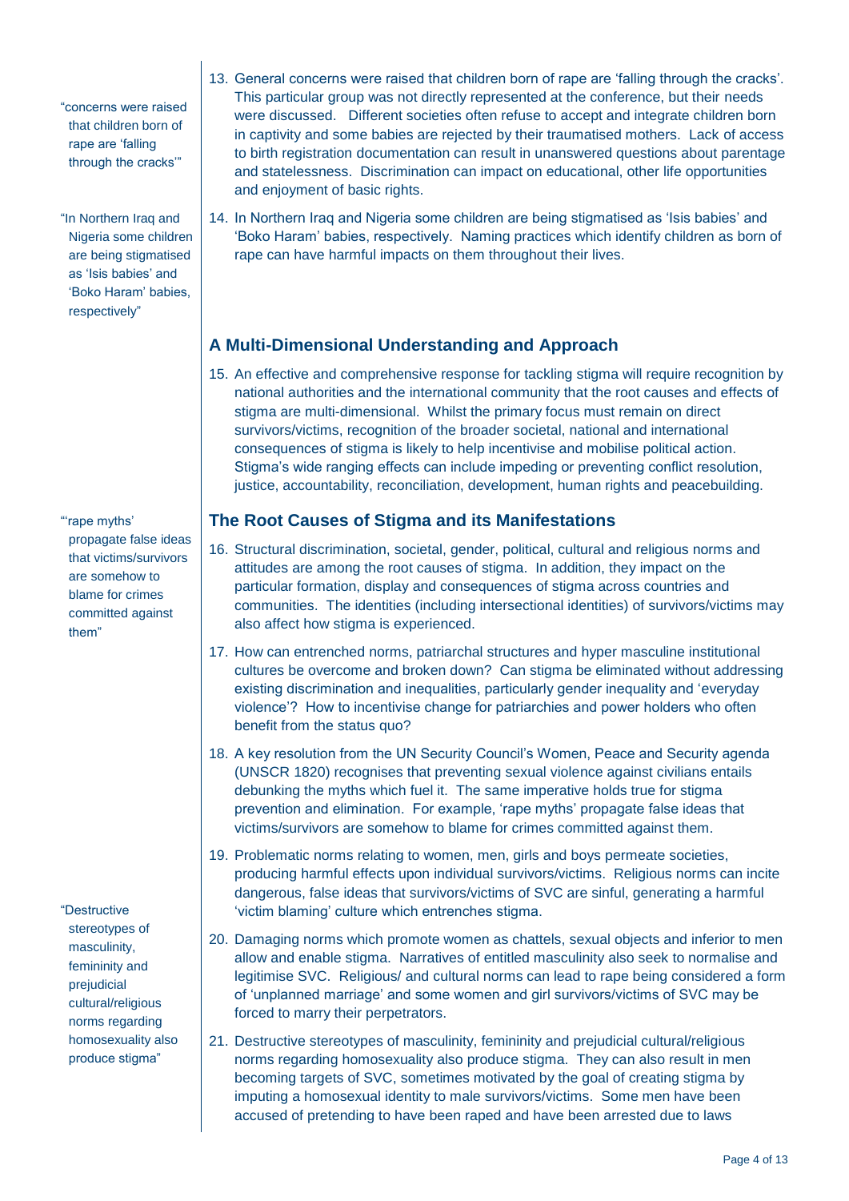"concerns were raised that children born of rape are 'falling through the cracks'"

13. General concerns were raised that children born of rape are 'falling through the cracks'. This particular group was not directly represented at the conference, but their needs were discussed. Different societies often refuse to accept and integrate children born in captivity and some babies are rejected by their traumatised mothers. Lack of access to birth registration documentation can result in unanswered questions about parentage and statelessness. Discrimination can impact on educational, other life opportunities and enjoyment of basic rights.

"In Northern Iraq and Nigeria some children are being stigmatised as 'Isis babies' and 'Boko Haram' babies, respectively"

14. In Northern Iraq and Nigeria some children are being stigmatised as 'Isis babies' and 'Boko Haram' babies, respectively. Naming practices which identify children as born of rape can have harmful impacts on them throughout their lives.

## A Multi-Dimensional Understanding and Approach

15. An effective and comprehensive response for tackling stigma will require recognition by national authorities and the international community that the root causes and effects of stigma are multi-dimensional. Whilst the primary focus must remain on direct survivors/victims, recognition of the broader societal, national and international consequences of stigma is likely to help incentivise and mobilise political action. Stigma's wide ranging effects can include impeding or preventing conflict resolution, justice, accountability, reconciliation, development, human rights and peacebuilding.

## The Root Causes of Stigma and its Manifestations

"'rape myths' propagate false ideas that victims/survivors are somehow to blame for crimes committed against them"

16. Structural discrimination, societal, gender, political, cultural and religious norms and attitudes are among the root causes of stigma. In addition, they impact on the particular formation, display and consequences of stigma across countries and communities. The identities (including intersectional identities) of survivors/victims may also affect how stigma is experienced.

17. How can entrenched norms, patriarchal structures and hyper masculine institutional cultures be overcome and broken down? Can stigma be eliminated without addressing existing discrimination and inequalities, particularly gender inequality and 'everyday violence'? How to incentivise change for patriarchies and power holders who often benefit from the status quo?

18. A key resolution from the UN Security Council's Women, Peace and Security agenda (UNSCR 1820) recognises that preventing sexual violence against civilians entails debunking the myths which fuel it. The same imperative holds true for stigma prevention and elimination. For example, 'rape myths' propagate false ideas that victims/survivors are somehow to blame for crimes committed against them.

19. Problematic norms relating to women, men, girls and boys permeate societies, producing harmful effects upon individual survivors/victims. Religious norms can incite dangerous, false ideas that survivors/victims of SVC are sinful, generating a harmful 'victim blaming' culture which entrenches stigma.

"Destructive stereotypes of masculinity, femininity and prejudicial cultural/religious norms regarding homosexuality also produce stigma"

20. Damaging norms which promote women as chattels, sexual objects and inferior to men allow and enable stigma. Narratives of entitled masculinity also seek to normalise and legitimise SVC. Religious/ and cultural norms can lead to rape being considered a form of 'unplanned marriage' and some women and girl survivors/victims of SVC may be forced to marry their perpetrators.

21. Destructive stereotypes of masculinity, femininity and prejudicial cultural/religious norms regarding homosexuality also produce stigma. They can also result in men becoming targets of SVC, sometimes motivated by the goal of creating stigma by imputing a homosexual identity to male survivors/victims. Some men have been accused of pretending to have been raped and have been arrested due to laws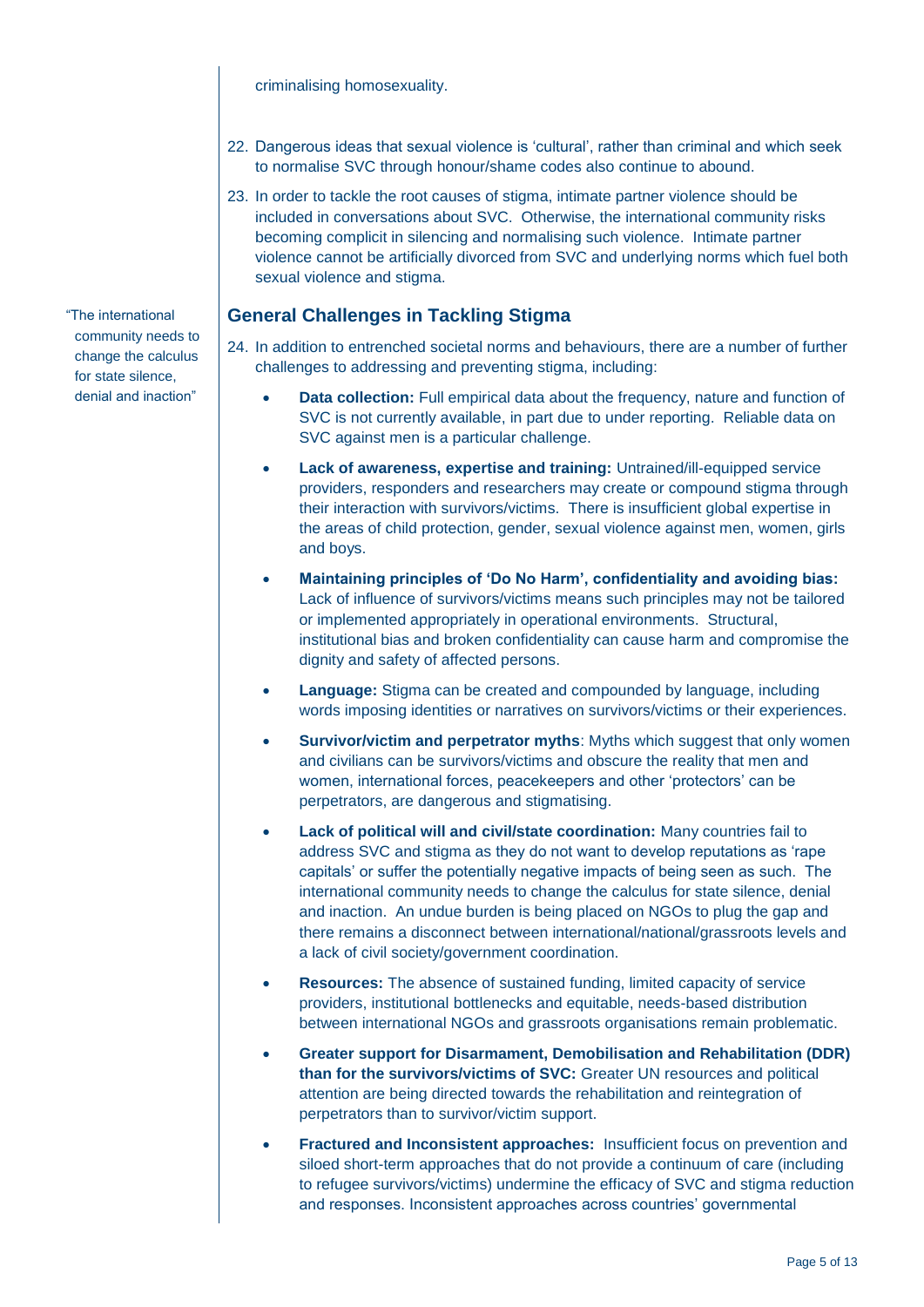criminalising homosexuality.

22. Dangerous ideas that sexual violence is 'cultural', rather than criminal and which seek to normalise SVC through honour/shame codes also continue to abound.

23. In order to tackle the root causes of stigma, intimate partner violence should be included in conversations about SVC. Otherwise, the international community risks becoming complicit in silencing and normalising such violence. Intimate partner violence cannot be artificially divorced from SVC and underlying norms which fuel both sexual violence and stigma.

"The international community needs to change the calculus for state silence, denial and inaction"

## General Challenges in Tackling Stigma

24. In addition to entrenched societal norms and behaviours, there are a number of further challenges to addressing and preventing stigma, including:

    - **Data collection:** Full empirical data about the frequency, nature and function of SVC is not currently available, in part due to under reporting. Reliable data on SVC against men is a particular challenge.

    - **Lack of awareness, expertise and training:** Untrained/ill-equipped service providers, responders and researchers may create or compound stigma through their interaction with survivors/victims. There is insufficient global expertise in the areas of child protection, gender, sexual violence against men, women, girls and boys.

    - **Maintaining principles of 'Do No Harm', confidentiality and avoiding bias:** Lack of influence of survivors/victims means such principles may not be tailored or implemented appropriately in operational environments. Structural, institutional bias and broken confidentiality can cause harm and compromise the dignity and safety of affected persons.

    - **Language:** Stigma can be created and compounded by language, including words imposing identities or narratives on survivors/victims or their experiences.

    - **Survivor/victim and perpetrator myths**: Myths which suggest that only women and civilians can be survivors/victims and obscure the reality that men and women, international forces, peacekeepers and other 'protectors' can be perpetrators, are dangerous and stigmatising.

    - **Lack of political will and civil/state coordination:** Many countries fail to address SVC and stigma as they do not want to develop reputations as 'rape capitals' or suffer the potentially negative impacts of being seen as such. The international community needs to change the calculus for state silence, denial and inaction. An undue burden is being placed on NGOs to plug the gap and there remains a disconnect between international/national/grassroots levels and a lack of civil society/government coordination.

    - **Resources:** The absence of sustained funding, limited capacity of service providers, institutional bottlenecks and equitable, needs-based distribution between international NGOs and grassroots organisations remain problematic.

    - **Greater support for Disarmament, Demobilisation and Rehabilitation (DDR) than for the survivors/victims of SVC:** Greater UN resources and political attention are being directed towards the rehabilitation and reintegration of perpetrators than to survivor/victim support.

    - **Fractured and Inconsistent approaches:** Insufficient focus on prevention and siloed short-term approaches that do not provide a continuum of care (including to refugee survivors/victims) undermine the efficacy of SVC and stigma reduction and responses. Inconsistent approaches across countries' governmental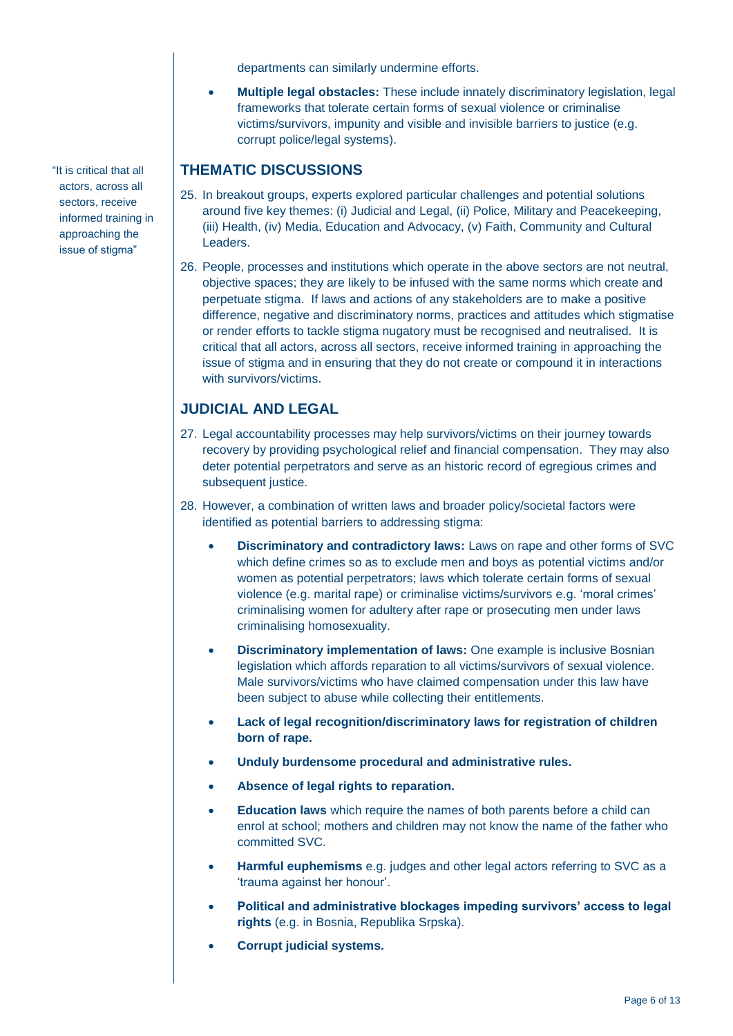departments can similarly undermine efforts.

- **Multiple legal obstacles:** These include innately discriminatory legislation, legal frameworks that tolerate certain forms of sexual violence or criminalise victims/survivors, impunity and visible and invisible barriers to justice (e.g. corrupt police/legal systems).

> "It is critical that all actors, across all sectors, receive informed training in approaching the issue of stigma"

## THEMATIC DISCUSSIONS

25. In breakout groups, experts explored particular challenges and potential solutions around five key themes: (i) Judicial and Legal, (ii) Police, Military and Peacekeeping, (iii) Health, (iv) Media, Education and Advocacy, (v) Faith, Community and Cultural Leaders.

26. People, processes and institutions which operate in the above sectors are not neutral, objective spaces; they are likely to be infused with the same norms which create and perpetuate stigma. If laws and actions of any stakeholders are to make a positive difference, negative and discriminatory norms, practices and attitudes which stigmatise or render efforts to tackle stigma nugatory must be recognised and neutralised. It is critical that all actors, across all sectors, receive informed training in approaching the issue of stigma and in ensuring that they do not create or compound it in interactions with survivors/victims.

## JUDICIAL AND LEGAL

27. Legal accountability processes may help survivors/victims on their journey towards recovery by providing psychological relief and financial compensation. They may also deter potential perpetrators and serve as an historic record of egregious crimes and subsequent justice.

28. However, a combination of written laws and broader policy/societal factors were identified as potential barriers to addressing stigma:

    - **Discriminatory and contradictory laws:** Laws on rape and other forms of SVC which define crimes so as to exclude men and boys as potential victims and/or women as potential perpetrators; laws which tolerate certain forms of sexual violence (e.g. marital rape) or criminalise victims/survivors e.g. 'moral crimes' criminalising women for adultery after rape or prosecuting men under laws criminalising homosexuality.
    - **Discriminatory implementation of laws:** One example is inclusive Bosnian legislation which affords reparation to all victims/survivors of sexual violence. Male survivors/victims who have claimed compensation under this law have been subject to abuse while collecting their entitlements.
    - **Lack of legal recognition/discriminatory laws for registration of children born of rape.**
    - **Unduly burdensome procedural and administrative rules.**
    - **Absence of legal rights to reparation.**
    - **Education laws** which require the names of both parents before a child can enrol at school; mothers and children may not know the name of the father who committed SVC.
    - **Harmful euphemisms** e.g. judges and other legal actors referring to SVC as a 'trauma against her honour'.
    - **Political and administrative blockages impeding survivors' access to legal rights** (e.g. in Bosnia, Republika Srpska).
    - **Corrupt judicial systems.**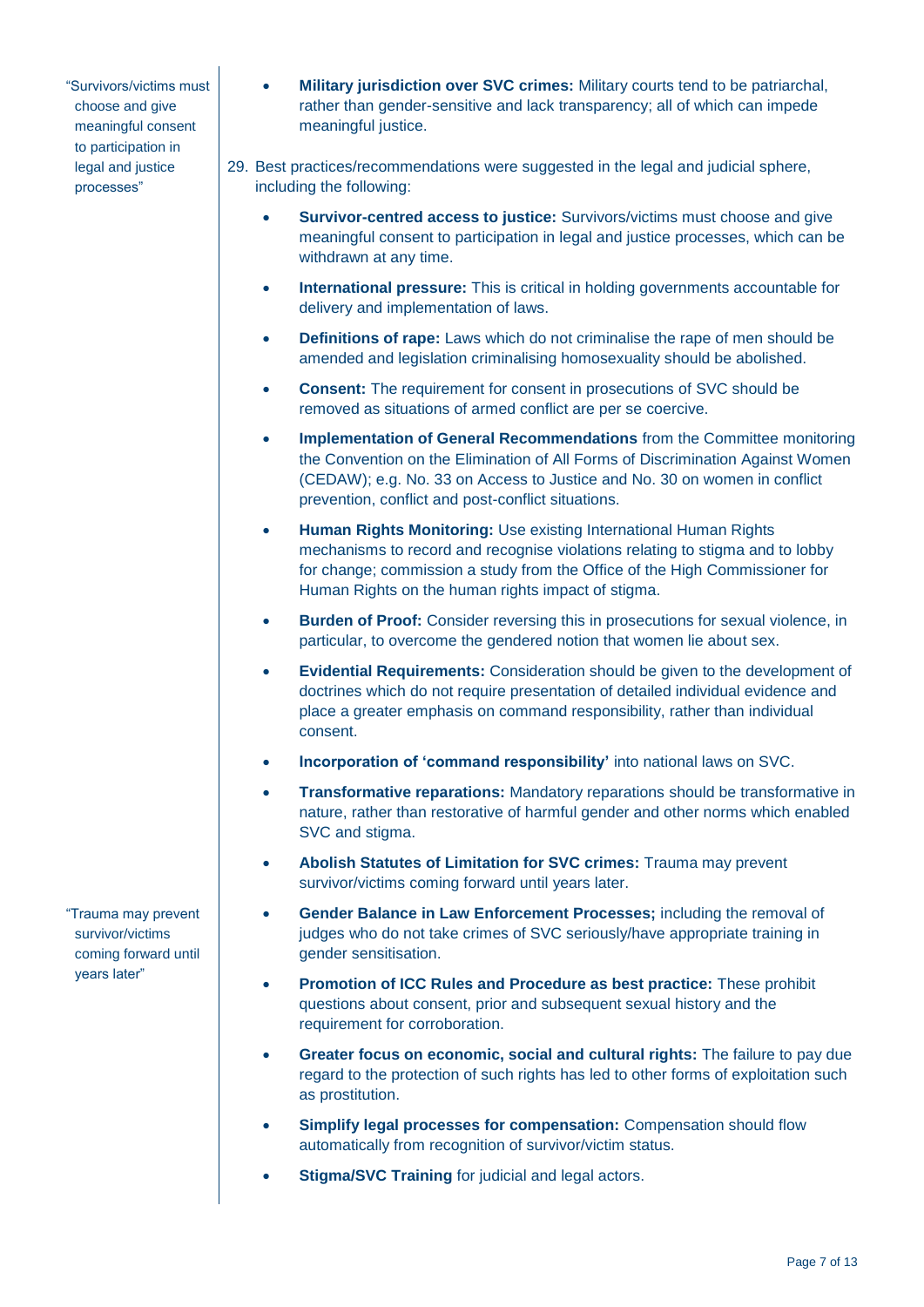"Survivors/victims must choose and give meaningful consent to participation in legal and justice processes"

- **Military jurisdiction over SVC crimes:** Military courts tend to be patriarchal, rather than gender-sensitive and lack transparency; all of which can impede meaningful justice.

29. Best practices/recommendations were suggested in the legal and judicial sphere, including the following:

- **Survivor-centred access to justice:** Survivors/victims must choose and give meaningful consent to participation in legal and justice processes, which can be withdrawn at any time.
- **International pressure:** This is critical in holding governments accountable for delivery and implementation of laws.
- **Definitions of rape:** Laws which do not criminalise the rape of men should be amended and legislation criminalising homosexuality should be abolished.
- **Consent:** The requirement for consent in prosecutions of SVC should be removed as situations of armed conflict are per se coercive.
- **Implementation of General Recommendations** from the Committee monitoring the Convention on the Elimination of All Forms of Discrimination Against Women (CEDAW); e.g. No. 33 on Access to Justice and No. 30 on women in conflict prevention, conflict and post-conflict situations.
- **Human Rights Monitoring:** Use existing International Human Rights mechanisms to record and recognise violations relating to stigma and to lobby for change; commission a study from the Office of the High Commissioner for Human Rights on the human rights impact of stigma.
- **Burden of Proof:** Consider reversing this in prosecutions for sexual violence, in particular, to overcome the gendered notion that women lie about sex.
- **Evidential Requirements:** Consideration should be given to the development of doctrines which do not require presentation of detailed individual evidence and place a greater emphasis on command responsibility, rather than individual consent.
- **Incorporation of 'command responsibility'** into national laws on SVC.
- **Transformative reparations:** Mandatory reparations should be transformative in nature, rather than restorative of harmful gender and other norms which enabled SVC and stigma.
- **Abolish Statutes of Limitation for SVC crimes:** Trauma may prevent survivor/victims coming forward until years later.

"Trauma may prevent survivor/victims coming forward until years later"

- **Gender Balance in Law Enforcement Processes;** including the removal of judges who do not take crimes of SVC seriously/have appropriate training in gender sensitisation.
- **Promotion of ICC Rules and Procedure as best practice:** These prohibit questions about consent, prior and subsequent sexual history and the requirement for corroboration.
- **Greater focus on economic, social and cultural rights:** The failure to pay due regard to the protection of such rights has led to other forms of exploitation such as prostitution.
- **Simplify legal processes for compensation:** Compensation should flow automatically from recognition of survivor/victim status.
- **Stigma/SVC Training** for judicial and legal actors.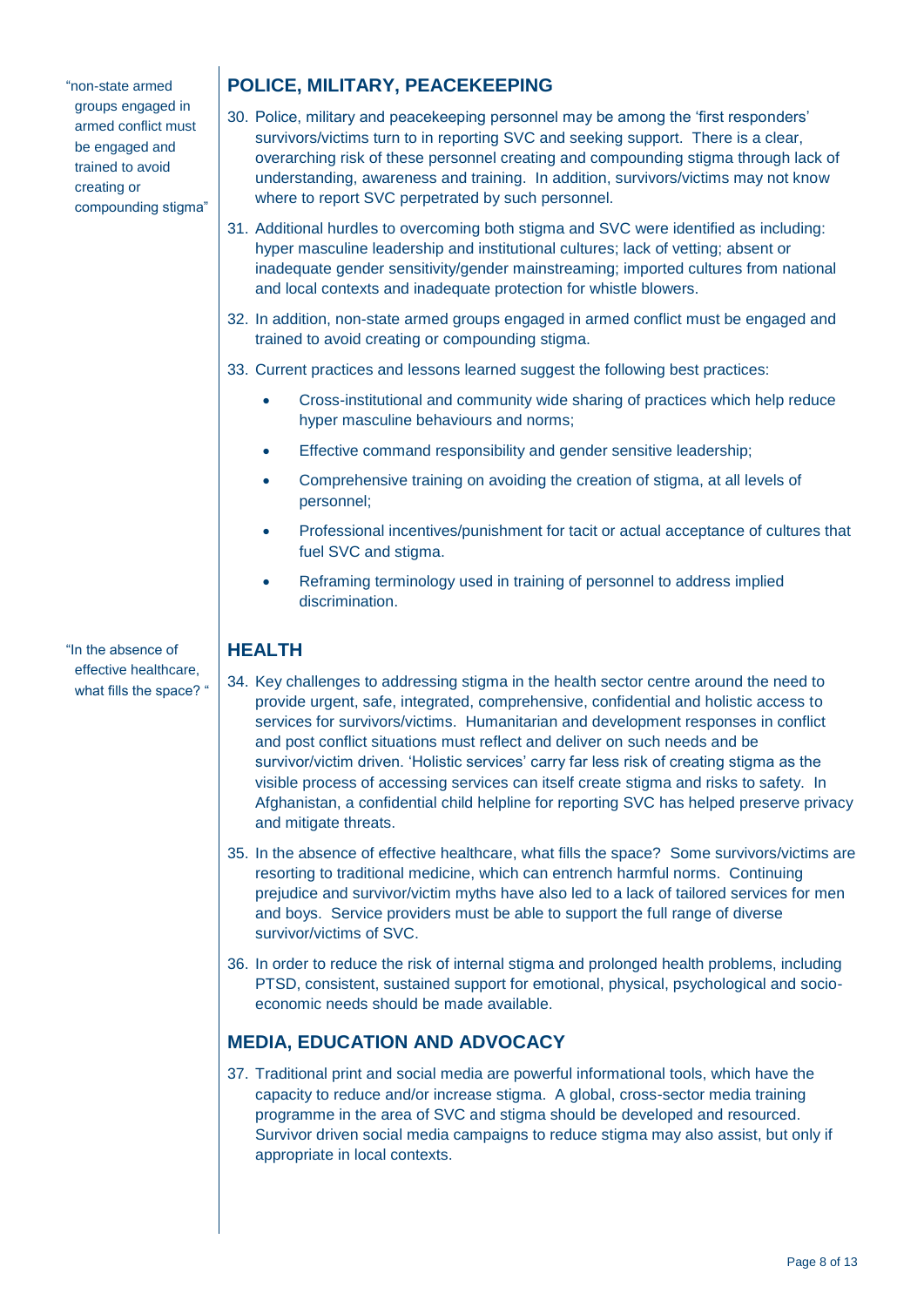> "non-state armed groups engaged in armed conflict must be engaged and trained to avoid creating or compounding stigma"

## POLICE, MILITARY, PEACEKEEPING

30. Police, military and peacekeeping personnel may be among the 'first responders' survivors/victims turn to in reporting SVC and seeking support. There is a clear, overarching risk of these personnel creating and compounding stigma through lack of understanding, awareness and training. In addition, survivors/victims may not know where to report SVC perpetrated by such personnel.

31. Additional hurdles to overcoming both stigma and SVC were identified as including: hyper masculine leadership and institutional cultures; lack of vetting; absent or inadequate gender sensitivity/gender mainstreaming; imported cultures from national and local contexts and inadequate protection for whistle blowers.

32. In addition, non-state armed groups engaged in armed conflict must be engaged and trained to avoid creating or compounding stigma.

33. Current practices and lessons learned suggest the following best practices:

    - Cross-institutional and community wide sharing of practices which help reduce hyper masculine behaviours and norms;
    - Effective command responsibility and gender sensitive leadership;
    - Comprehensive training on avoiding the creation of stigma, at all levels of personnel;
    - Professional incentives/punishment for tacit or actual acceptance of cultures that fuel SVC and stigma.
    - Reframing terminology used in training of personnel to address implied discrimination.

> "In the absence of effective healthcare, what fills the space? "

## HEALTH

34. Key challenges to addressing stigma in the health sector centre around the need to provide urgent, safe, integrated, comprehensive, confidential and holistic access to services for survivors/victims. Humanitarian and development responses in conflict and post conflict situations must reflect and deliver on such needs and be survivor/victim driven. 'Holistic services' carry far less risk of creating stigma as the visible process of accessing services can itself create stigma and risks to safety. In Afghanistan, a confidential child helpline for reporting SVC has helped preserve privacy and mitigate threats.

35. In the absence of effective healthcare, what fills the space? Some survivors/victims are resorting to traditional medicine, which can entrench harmful norms. Continuing prejudice and survivor/victim myths have also led to a lack of tailored services for men and boys. Service providers must be able to support the full range of diverse survivor/victims of SVC.

36. In order to reduce the risk of internal stigma and prolonged health problems, including PTSD, consistent, sustained support for emotional, physical, psychological and socio-economic needs should be made available.

## MEDIA, EDUCATION AND ADVOCACY

37. Traditional print and social media are powerful informational tools, which have the capacity to reduce and/or increase stigma. A global, cross-sector media training programme in the area of SVC and stigma should be developed and resourced. Survivor driven social media campaigns to reduce stigma may also assist, but only if appropriate in local contexts.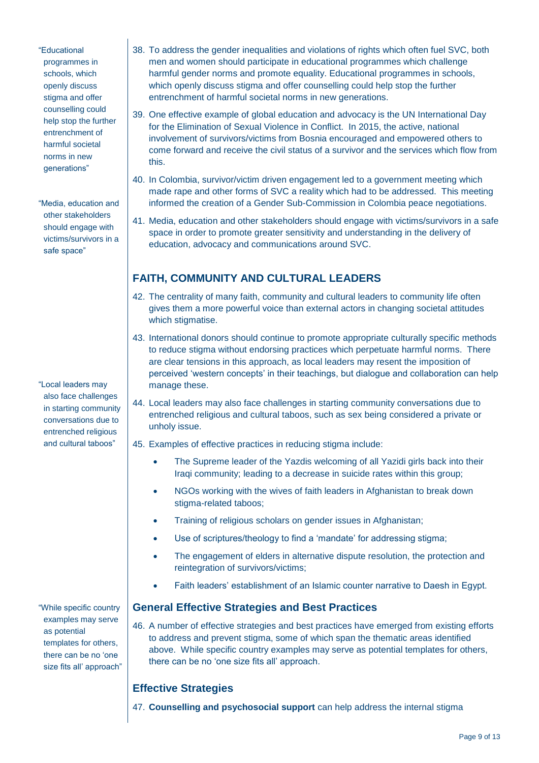"Educational programmes in schools, which openly discuss stigma and offer counselling could help stop the further entrenchment of harmful societal norms in new generations"

38. To address the gender inequalities and violations of rights which often fuel SVC, both men and women should participate in educational programmes which challenge harmful gender norms and promote equality. Educational programmes in schools, which openly discuss stigma and offer counselling could help stop the further entrenchment of harmful societal norms in new generations.

39. One effective example of global education and advocacy is the UN International Day for the Elimination of Sexual Violence in Conflict. In 2015, the active, national involvement of survivors/victims from Bosnia encouraged and empowered others to come forward and receive the civil status of a survivor and the services which flow from this.

40. In Colombia, survivor/victim driven engagement led to a government meeting which made rape and other forms of SVC a reality which had to be addressed. This meeting informed the creation of a Gender Sub-Commission in Colombia peace negotiations.

"Media, education and other stakeholders should engage with victims/survivors in a safe space"

41. Media, education and other stakeholders should engage with victims/survivors in a safe space in order to promote greater sensitivity and understanding in the delivery of education, advocacy and communications around SVC.

## FAITH, COMMUNITY AND CULTURAL LEADERS

42. The centrality of many faith, community and cultural leaders to community life often gives them a more powerful voice than external actors in changing societal attitudes which stigmatise.

43. International donors should continue to promote appropriate culturally specific methods to reduce stigma without endorsing practices which perpetuate harmful norms. There are clear tensions in this approach, as local leaders may resent the imposition of perceived 'western concepts' in their teachings, but dialogue and collaboration can help manage these.

"Local leaders may also face challenges in starting community conversations due to entrenched religious and cultural taboos"

44. Local leaders may also face challenges in starting community conversations due to entrenched religious and cultural taboos, such as sex being considered a private or unholy issue.

45. Examples of effective practices in reducing stigma include:

    - The Supreme leader of the Yazdis welcoming of all Yazidi girls back into their Iraqi community; leading to a decrease in suicide rates within this group;
    - NGOs working with the wives of faith leaders in Afghanistan to break down stigma-related taboos;
    - Training of religious scholars on gender issues in Afghanistan;
    - Use of scriptures/theology to find a 'mandate' for addressing stigma;
    - The engagement of elders in alternative dispute resolution, the protection and reintegration of survivors/victims;
    - Faith leaders' establishment of an Islamic counter narrative to Daesh in Egypt.

### General Effective Strategies and Best Practices

"While specific country examples may serve as potential templates for others, there can be no 'one size fits all' approach"

46. A number of effective strategies and best practices have emerged from existing efforts to address and prevent stigma, some of which span the thematic areas identified above. While specific country examples may serve as potential templates for others, there can be no 'one size fits all' approach.

### Effective Strategies

47. **Counselling and psychosocial support** can help address the internal stigma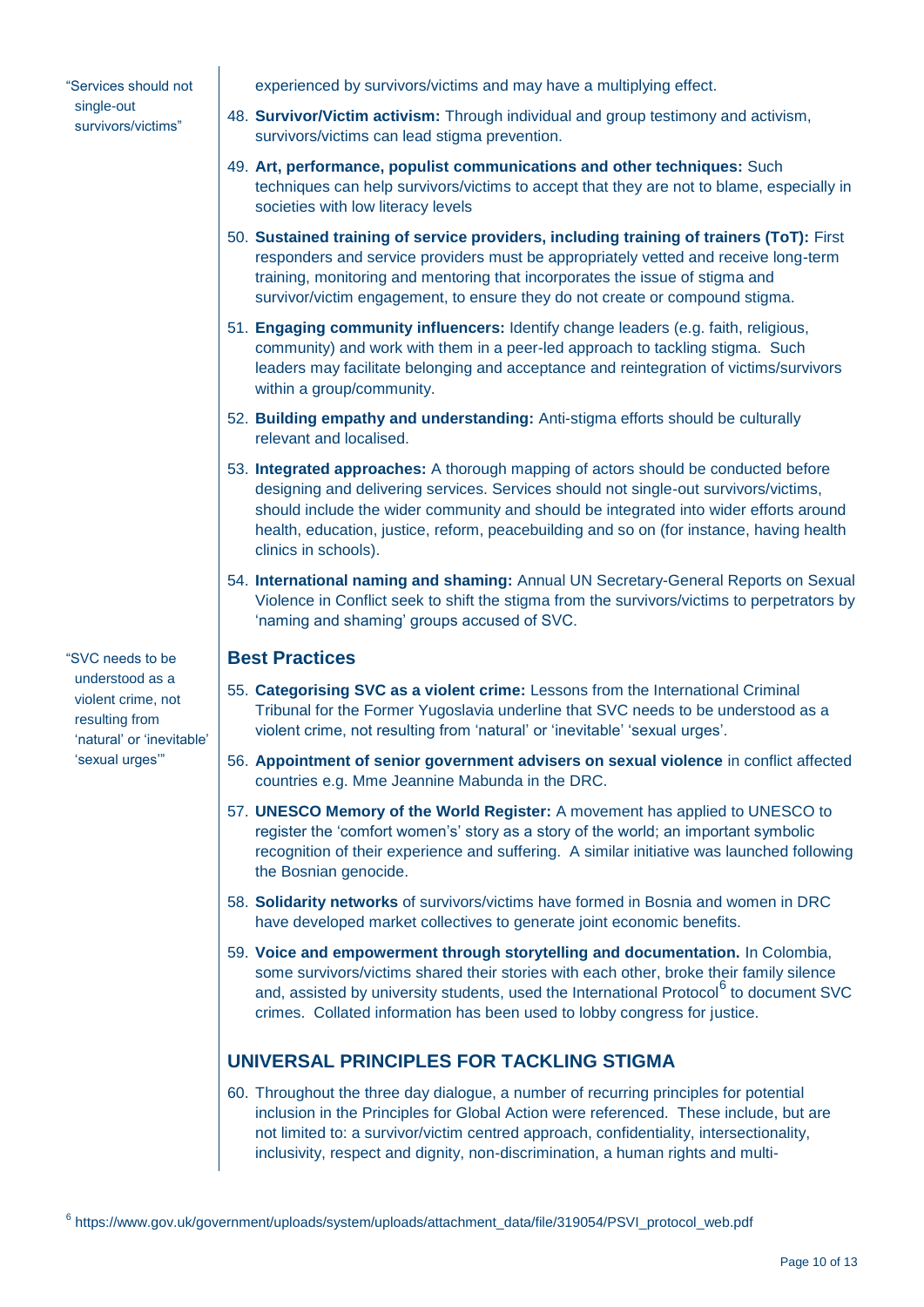"Services should not single-out survivors/victims"

experienced by survivors/victims and may have a multiplying effect.

48. **Survivor/Victim activism:** Through individual and group testimony and activism, survivors/victims can lead stigma prevention.
49. **Art, performance, populist communications and other techniques:** Such techniques can help survivors/victims to accept that they are not to blame, especially in societies with low literacy levels
50. **Sustained training of service providers, including training of trainers (ToT):** First responders and service providers must be appropriately vetted and receive long-term training, monitoring and mentoring that incorporates the issue of stigma and survivor/victim engagement, to ensure they do not create or compound stigma.
51. **Engaging community influencers:** Identify change leaders (e.g. faith, religious, community) and work with them in a peer-led approach to tackling stigma. Such leaders may facilitate belonging and acceptance and reintegration of victims/survivors within a group/community.
52. **Building empathy and understanding:** Anti-stigma efforts should be culturally relevant and localised.
53. **Integrated approaches:** A thorough mapping of actors should be conducted before designing and delivering services. Services should not single-out survivors/victims, should include the wider community and should be integrated into wider efforts around health, education, justice, reform, peacebuilding and so on (for instance, having health clinics in schools).
54. **International naming and shaming:** Annual UN Secretary-General Reports on Sexual Violence in Conflict seek to shift the stigma from the survivors/victims to perpetrators by 'naming and shaming' groups accused of SVC.

"SVC needs to be understood as a violent crime, not resulting from 'natural' or 'inevitable' 'sexual urges'"

## Best Practices

55. **Categorising SVC as a violent crime:** Lessons from the International Criminal Tribunal for the Former Yugoslavia underline that SVC needs to be understood as a violent crime, not resulting from 'natural' or 'inevitable' 'sexual urges'.
56. **Appointment of senior government advisers on sexual violence** in conflict affected countries e.g. Mme Jeannine Mabunda in the DRC.
57. **UNESCO Memory of the World Register:** A movement has applied to UNESCO to register the 'comfort women's' story as a story of the world; an important symbolic recognition of their experience and suffering. A similar initiative was launched following the Bosnian genocide.
58. **Solidarity networks** of survivors/victims have formed in Bosnia and women in DRC have developed market collectives to generate joint economic benefits.
59. **Voice and empowerment through storytelling and documentation.** In Colombia, some survivors/victims shared their stories with each other, broke their family silence and, assisted by university students, used the International Protocol[6] to document SVC crimes. Collated information has been used to lobby congress for justice.

## UNIVERSAL PRINCIPLES FOR TACKLING STIGMA

60. Throughout the three day dialogue, a number of recurring principles for potential inclusion in the Principles for Global Action were referenced. These include, but are not limited to: a survivor/victim centred approach, confidentiality, intersectionality, inclusivity, respect and dignity, non-discrimination, a human rights and multi-

[6] https://www.gov.uk/government/uploads/system/uploads/attachment_data/file/319054/PSVI_protocol_web.pdf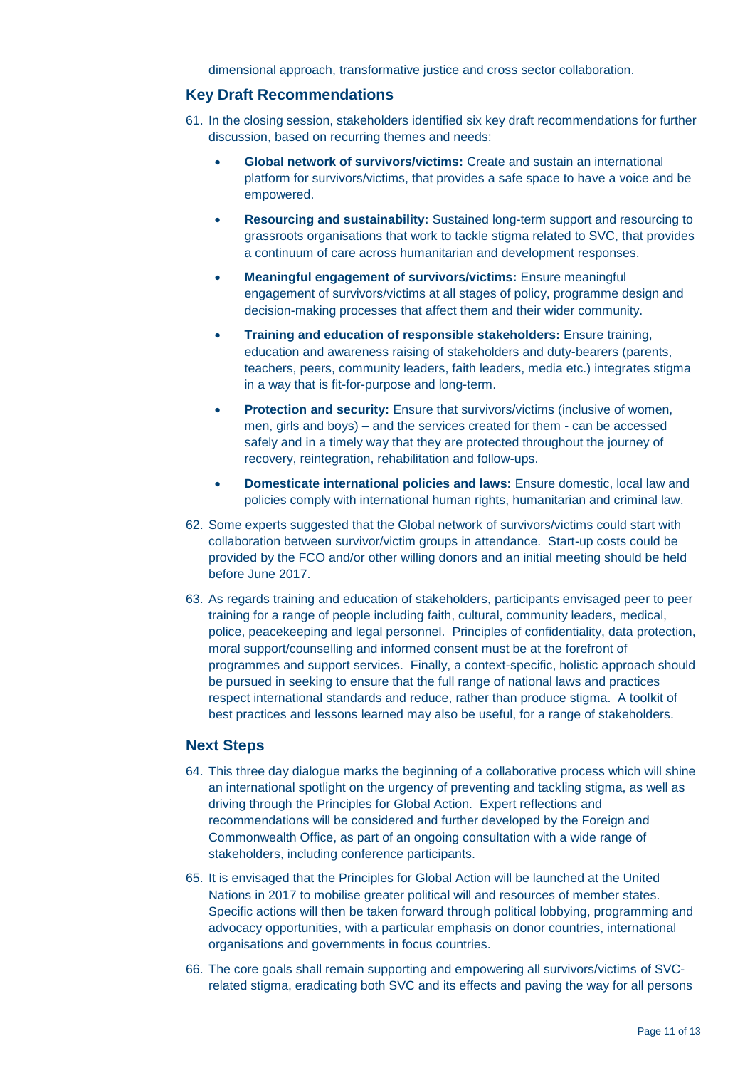dimensional approach, transformative justice and cross sector collaboration.

## Key Draft Recommendations

61. In the closing session, stakeholders identified six key draft recommendations for further discussion, based on recurring themes and needs:

    - **Global network of survivors/victims:** Create and sustain an international platform for survivors/victims, that provides a safe space to have a voice and be empowered.
    - **Resourcing and sustainability:** Sustained long-term support and resourcing to grassroots organisations that work to tackle stigma related to SVC, that provides a continuum of care across humanitarian and development responses.
    - **Meaningful engagement of survivors/victims:** Ensure meaningful engagement of survivors/victims at all stages of policy, programme design and decision-making processes that affect them and their wider community.
    - **Training and education of responsible stakeholders:** Ensure training, education and awareness raising of stakeholders and duty-bearers (parents, teachers, peers, community leaders, faith leaders, media etc.) integrates stigma in a way that is fit-for-purpose and long-term.
    - **Protection and security:** Ensure that survivors/victims (inclusive of women, men, girls and boys) – and the services created for them - can be accessed safely and in a timely way that they are protected throughout the journey of recovery, reintegration, rehabilitation and follow-ups.
    - **Domesticate international policies and laws:** Ensure domestic, local law and policies comply with international human rights, humanitarian and criminal law.

62. Some experts suggested that the Global network of survivors/victims could start with collaboration between survivor/victim groups in attendance. Start-up costs could be provided by the FCO and/or other willing donors and an initial meeting should be held before June 2017.

63. As regards training and education of stakeholders, participants envisaged peer to peer training for a range of people including faith, cultural, community leaders, medical, police, peacekeeping and legal personnel. Principles of confidentiality, data protection, moral support/counselling and informed consent must be at the forefront of programmes and support services. Finally, a context-specific, holistic approach should be pursued in seeking to ensure that the full range of national laws and practices respect international standards and reduce, rather than produce stigma. A toolkit of best practices and lessons learned may also be useful, for a range of stakeholders.

## Next Steps

64. This three day dialogue marks the beginning of a collaborative process which will shine an international spotlight on the urgency of preventing and tackling stigma, as well as driving through the Principles for Global Action. Expert reflections and recommendations will be considered and further developed by the Foreign and Commonwealth Office, as part of an ongoing consultation with a wide range of stakeholders, including conference participants.

65. It is envisaged that the Principles for Global Action will be launched at the United Nations in 2017 to mobilise greater political will and resources of member states. Specific actions will then be taken forward through political lobbying, programming and advocacy opportunities, with a particular emphasis on donor countries, international organisations and governments in focus countries.

66. The core goals shall remain supporting and empowering all survivors/victims of SVC-related stigma, eradicating both SVC and its effects and paving the way for all persons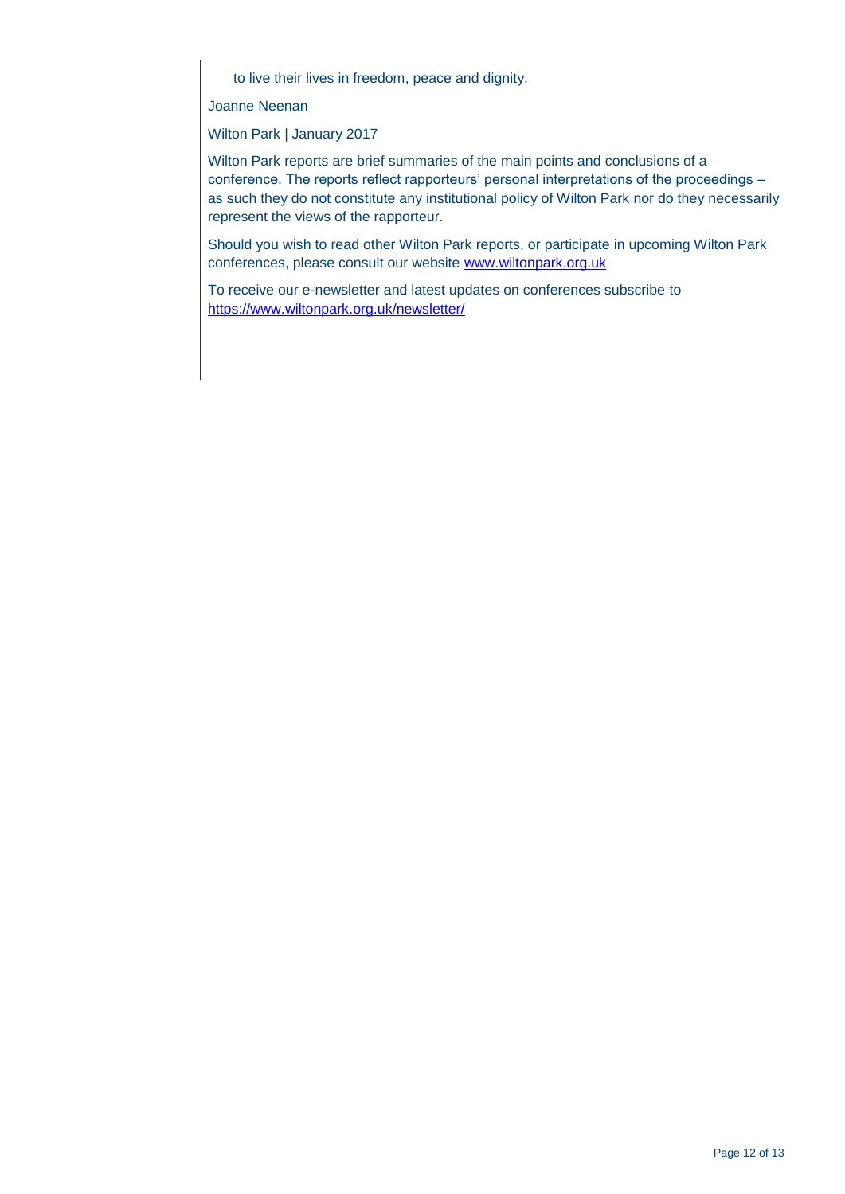to live their lives in freedom, peace and dignity.

Joanne Neenan

Wilton Park | January 2017

Wilton Park reports are brief summaries of the main points and conclusions of a conference. The reports reflect rapporteurs' personal interpretations of the proceedings – as such they do not constitute any institutional policy of Wilton Park nor do they necessarily represent the views of the rapporteur.

Should you wish to read other Wilton Park reports, or participate in upcoming Wilton Park conferences, please consult our website [www.wiltonpark.org.uk](www.wiltonpark.org.uk)

To receive our e-newsletter and latest updates on conferences subscribe to [https://www.wiltonpark.org.uk/newsletter/](https://www.wiltonpark.org.uk/newsletter/)